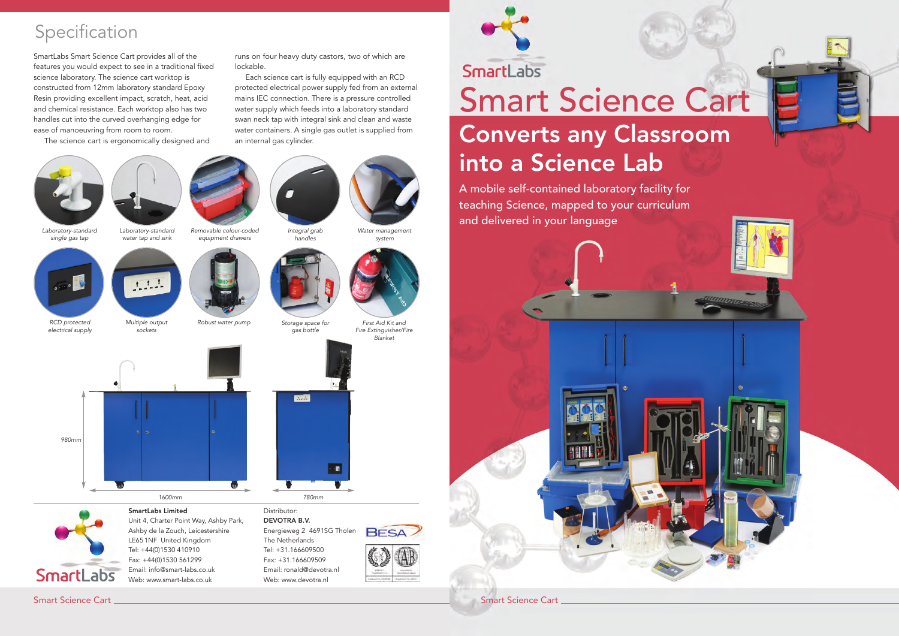## Specification

SmartLabs Smart Science Cart provides all of the features you would expect to see in a traditional fixed science laboratory. The science cart worktop is constructed from 12mm laboratory standard Epoxy Resin providing excellent impact, scratch, heat, acid and chemical resistance. Each worktop also has two handles cut into the curved overhanging edge for ease of manoeuvring from room to room.

The science cart is ergonomically designed and runs on four heavy duty castors, two of which are lockable.

Each science cart is fully equipped with an RCD protected electrical power supply fed from an external mains IEC connection. There is a pressure controlled water supply which feeds into a laboratory standard swan neck tap with integral sink and clean and waste water containers. A single gas outlet is supplied from an internal gas cylinder.

*Laboratory-standard single gas tap*

*Laboratory-standard water tap and sink*

*Removable colour-coded equipment drawers*

*Integral grab handles*

*Water management system*

*RCD protected electrical supply*

*Multiple output sockets*

*Robust water pump*

*Storage space for gas bottle*

*First Aid Kit and Fire Extinguisher/Fire Blanket*

*980mm*

*1600mm*

*780mm*

**SmartLabs Limited**
Unit 4, Charter Point Way, Ashby Park,
Ashby de la Zouch, Leicestershire
LE65 1NF United Kingdom
Tel: +44(0)1530 410910
Fax: +44(0)1530 561299
Email: info@smart-labs.co.uk
Web: www.smart-labs.co.uk

Distributor:
**DEVOTRA B.V.**
Energieweg 2 4691SG Tholen
The Netherlands
Tel: +31.166609500
Fax: +31.166609509
Email: ronald@devotra.nl
Web: www.devotra.nl

SmartLabs

# Smart Science Cart

## Converts any Classroom into a Science Lab

A mobile self-contained laboratory facility for teaching Science, mapped to your curriculum and delivered in your language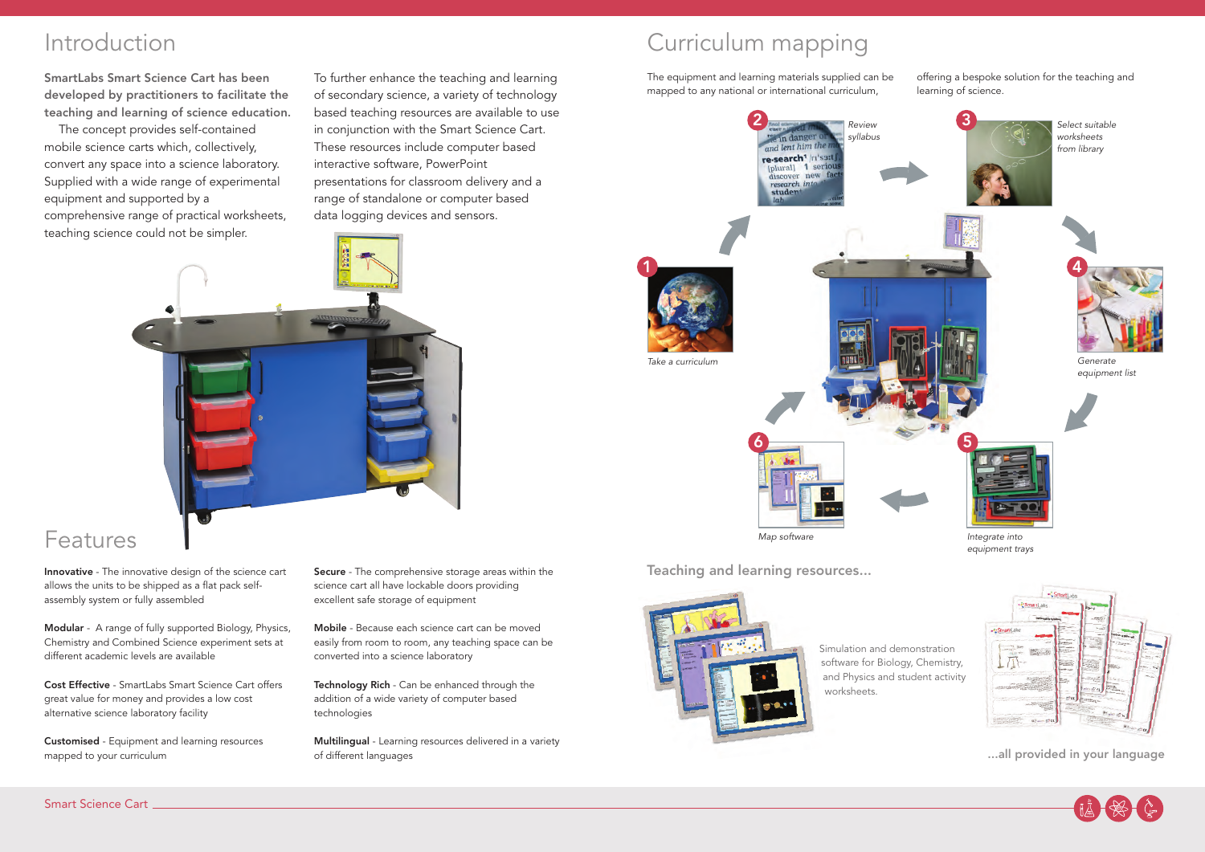# Introduction

**SmartLabs Smart Science Cart has been developed by practitioners to facilitate the teaching and learning of science education.**

The concept provides self-contained mobile science carts which, collectively, convert any space into a science laboratory. Supplied with a wide range of experimental equipment and supported by a comprehensive range of practical worksheets, teaching science could not be simpler.

To further enhance the teaching and learning of secondary science, a variety of technology based teaching resources are available to use in conjunction with the Smart Science Cart. These resources include computer based interactive software, PowerPoint presentations for classroom delivery and a range of standalone or computer based data logging devices and sensors.

# Features

**Innovative** - The innovative design of the science cart allows the units to be shipped as a flat pack self-assembly system or fully assembled

**Modular** - A range of fully supported Biology, Physics, Chemistry and Combined Science experiment sets at different academic levels are available

**Cost Effective** - SmartLabs Smart Science Cart offers great value for money and provides a low cost alternative science laboratory facility

**Customised** - Equipment and learning resources mapped to your curriculum

**Secure** - The comprehensive storage areas within the science cart all have lockable doors providing excellent safe storage of equipment

**Mobile** - Because each science cart can be moved easily from room to room, any teaching space can be converted into a science laboratory

**Technology Rich** - Can be enhanced through the addition of a wide variety of computer based technologies

**Multilingual** - Learning resources delivered in a variety of different languages

# Curriculum mapping

The equipment and learning materials supplied can be mapped to any national or international curriculum, offering a bespoke solution for the teaching and learning of science.

1 *Take a curriculum*

2 *Review syllabus*

3 *Select suitable worksheets from library*

4 *Generate equipment list*

5 *Integrate into equipment trays*

6 *Map software*

## Teaching and learning resources...

Simulation and demonstration software for Biology, Chemistry, and Physics and student activity worksheets.

**...all provided in your language**

Smart Science Cart